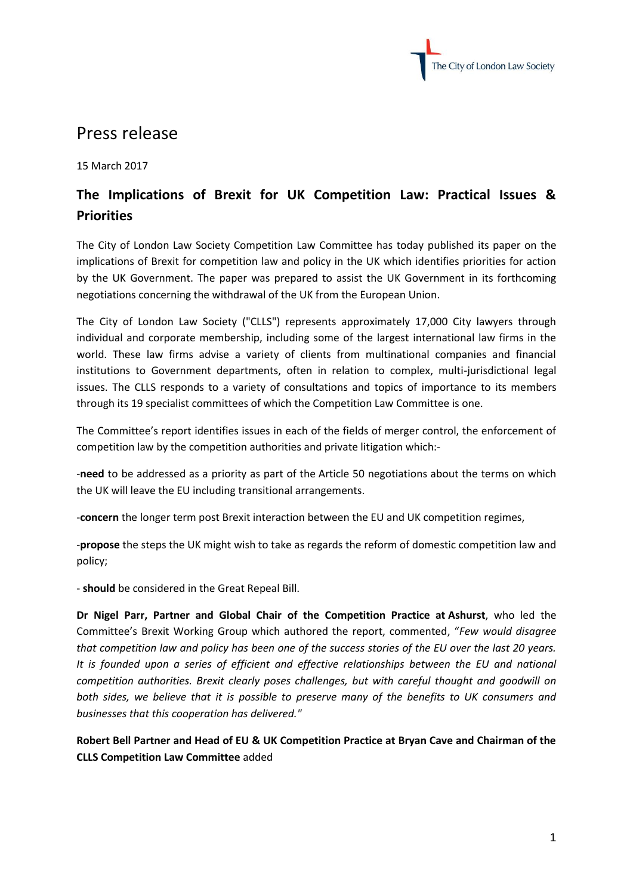The City of London Law Society

# Press release

15 March 2017

## The Implications of Brexit for UK Competition Law: Practical Issues & Priorities

The City of London Law Society Competition Law Committee has today published its paper on the implications of Brexit for competition law and policy in the UK which identifies priorities for action by the UK Government. The paper was prepared to assist the UK Government in its forthcoming negotiations concerning the withdrawal of the UK from the European Union.

The City of London Law Society ("CLLS") represents approximately 17,000 City lawyers through individual and corporate membership, including some of the largest international law firms in the world. These law firms advise a variety of clients from multinational companies and financial institutions to Government departments, often in relation to complex, multi-jurisdictional legal issues. The CLLS responds to a variety of consultations and topics of importance to its members through its 19 specialist committees of which the Competition Law Committee is one.

The Committee's report identifies issues in each of the fields of merger control, the enforcement of competition law by the competition authorities and private litigation which:-

-**need** to be addressed as a priority as part of the Article 50 negotiations about the terms on which the UK will leave the EU including transitional arrangements.

-**concern** the longer term post Brexit interaction between the EU and UK competition regimes,

-**propose** the steps the UK might wish to take as regards the reform of domestic competition law and policy;

- **should** be considered in the Great Repeal Bill.

**Dr Nigel Parr, Partner and Global Chair of the Competition Practice at Ashurst**, who led the Committee's Brexit Working Group which authored the report, commented, "*Few would disagree that competition law and policy has been one of the success stories of the EU over the last 20 years. It is founded upon a series of efficient and effective relationships between the EU and national competition authorities. Brexit clearly poses challenges, but with careful thought and goodwill on both sides, we believe that it is possible to preserve many of the benefits to UK consumers and businesses that this cooperation has delivered."*

**Robert Bell Partner and Head of EU & UK Competition Practice at Bryan Cave and Chairman of the CLLS Competition Law Committee** added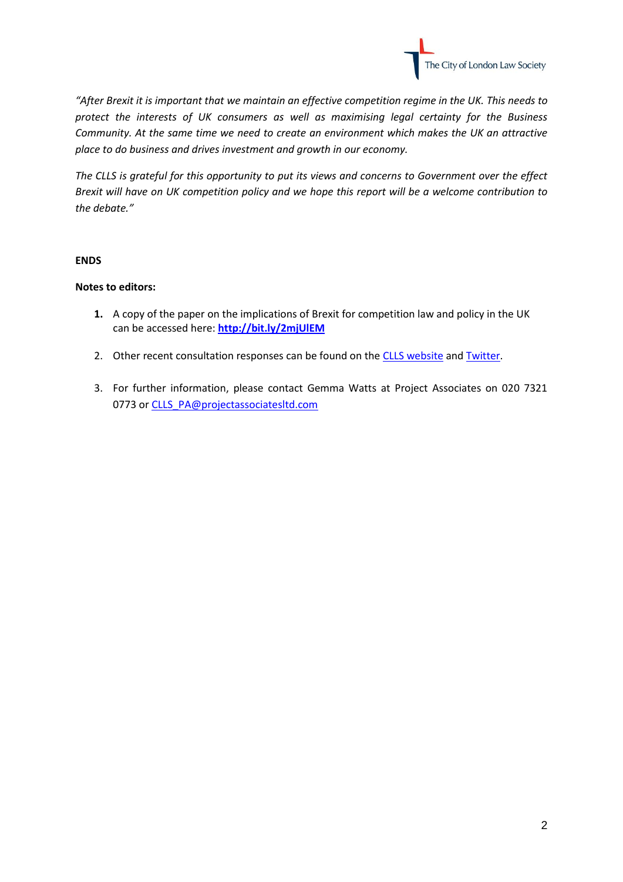*"After Brexit it is important that we maintain an effective competition regime in the UK. This needs to protect the interests of UK consumers as well as maximising legal certainty for the Business Community. At the same time we need to create an environment which makes the UK an attractive place to do business and drives investment and growth in our economy.*

*The CLLS is grateful for this opportunity to put its views and concerns to Government over the effect Brexit will have on UK competition policy and we hope this report will be a welcome contribution to the debate."*

**ENDS**

**Notes to editors:**

1. A copy of the paper on the implications of Brexit for competition law and policy in the UK can be accessed here: **http://bit.ly/2mjUlEM**

2. Other recent consultation responses can be found on the CLLS website and Twitter.

3. For further information, please contact Gemma Watts at Project Associates on 020 7321 0773 or CLLS_PA@projectassociatesltd.com